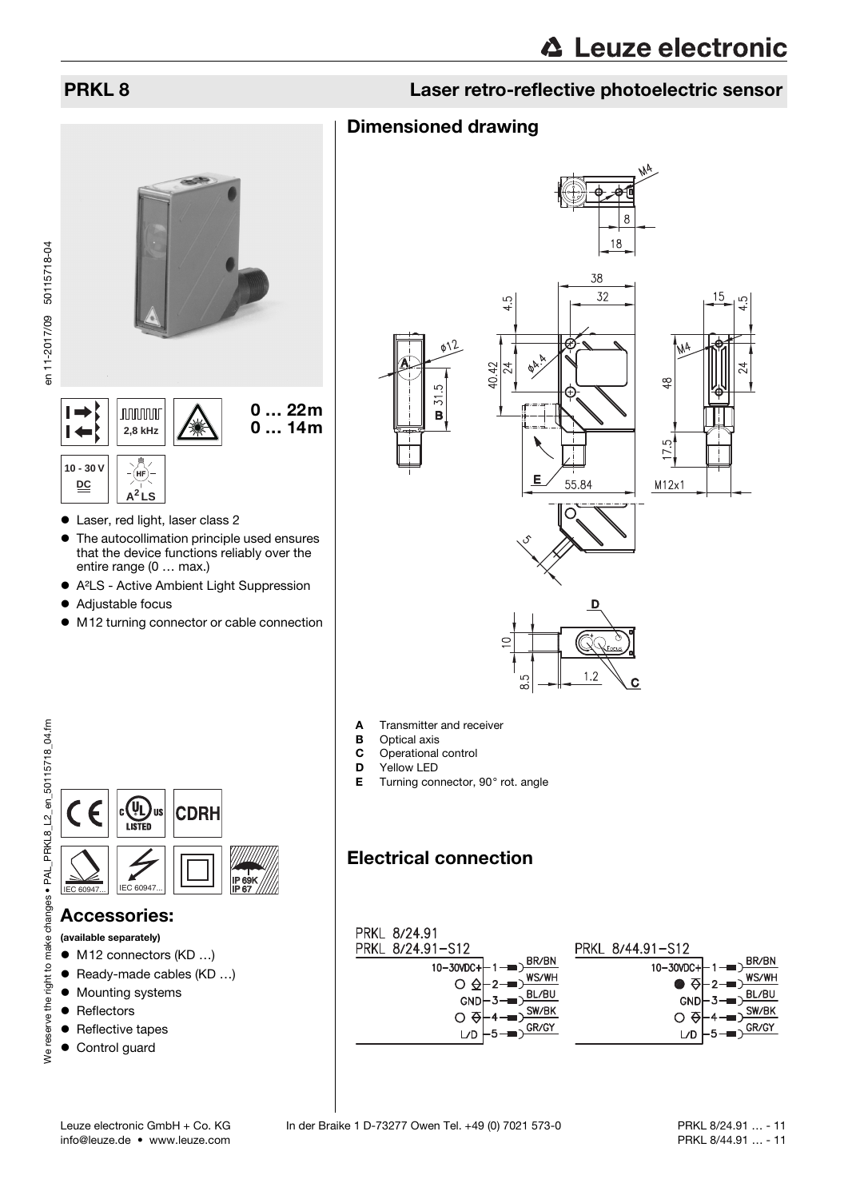# PRKL 8

## Laser retro-reflective photoelectric sensor

0 … 22m
0 … 14m

2,8 kHz

10 - 30 V DC

$A^2LS$

- Laser, red light, laser class 2
- The autocollimation principle used ensures that the device functions reliably over the entire range (0 … max.)
- A²LS - Active Ambient Light Suppression
- Adjustable focus
- M12 turning connector or cable connection

IEC 60947... IEC 60947... IP 69K IP 67

## Accessories:

**(available separately)**

- M12 connectors (KD …)
- Ready-made cables (KD …)
- Mounting systems
- Reflectors
- Reflective tapes
- Control guard

## Dimensioned drawing

M4
8
18
38
32
15
4.5
4.5
ø12
ø4.4
40.42
24
31.5
48
24
M4
17.5
55.84
M12x1
5
10
8.5
1.2
Focus

- **A** Transmitter and receiver
- **B** Optical axis
- **C** Operational control
- **D** Yellow LED
- **E** Turning connector, 90° rot. angle

## Electrical connection

PRKL 8/24.91
PRKL 8/24.91-S12

10-30VDC+ 1 BR/BN
2 WS/WH
GND 3 BL/BU
4 SW/BK
L/D 5 GR/GY

PRKL 8/44.91-S12

10-30VDC+ 1 BR/BN
2 WS/WH
GND 3 BL/BU
4 SW/BK
L/D 5 GR/GY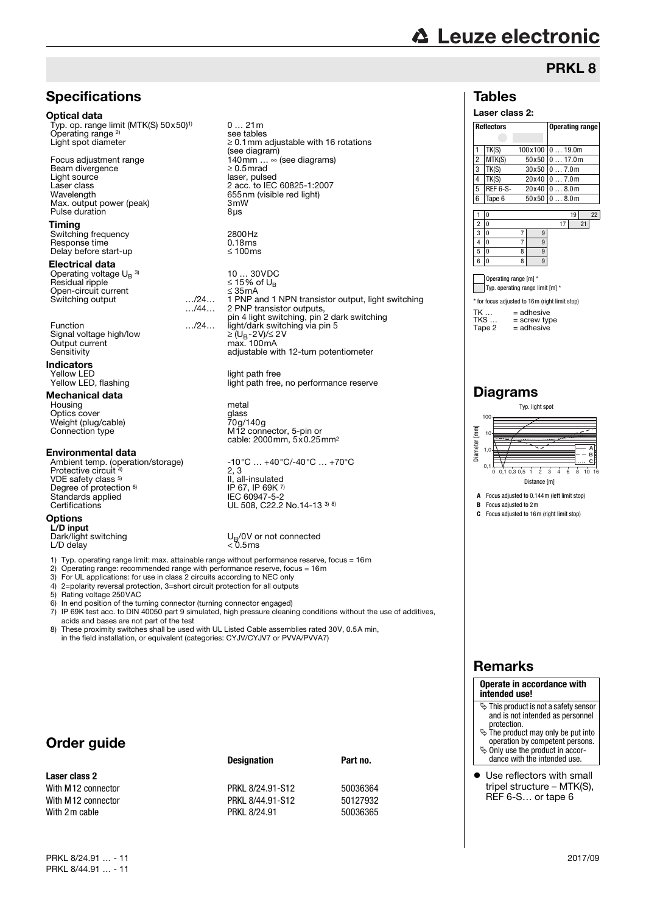# PRKL 8

## Specifications

### Optical data

| | | |
|---|---|---|
| Typ. op. range limit (MTK(S) 50x50)[1] | | 0 … 21m |
| Operating range [2] | | see tables |
| Light spot diameter | | ≥ 0.1mm adjustable with 16 rotations (see diagram) |
| Focus adjustment range | | 140mm … ∞ (see diagrams) |
| Beam divergence | | ≥ 0.5mrad |
| Light source | | laser, pulsed |
| Laser class | | 2 acc. to IEC 60825-1:2007 |
| Wavelength | | 655nm (visible red light) |
| Max. output power (peak) | | 3mW |
| Pulse duration | | 8µs |

### Timing

| | | |
|---|---|---|
| Switching frequency | | 2800Hz |
| Response time | | 0.18ms |
| Delay before start-up | | ≤ 100ms |

### Electrical data

| | | |
|---|---|---|
| Operating voltage $U_B$ [3] | | 10 … 30VDC |
| Residual ripple | | ≤ 15% of $U_B$ |
| Open-circuit current | | ≤ 35mA |
| Switching output | …/24… | 1 PNP and 1 NPN transistor output, light switching |
| | …/44… | 2 PNP transistor outputs, pin 4 light switching, pin 2 dark switching |
| Function | …/24… | light/dark switching via pin 5 |
| Signal voltage high/low | | ≥ ($U_B$-2V)/≤ 2V |
| Output current | | max. 100mA |
| Sensitivity | | adjustable with 12-turn potentiometer |

### Indicators

| | |
|---|---|
| Yellow LED | light path free |
| Yellow LED, flashing | light path free, no performance reserve |

### Mechanical data

| | |
|---|---|
| Housing | metal |
| Optics cover | glass |
| Weight (plug/cable) | 70g/140g |
| Connection type | M12 connector, 5-pin or cable: 2000mm, 5x0.25mm² |

### Environmental data

| | |
|---|---|
| Ambient temp. (operation/storage) | -10°C … +40°C/-40°C … +70°C |
| Protective circuit [4] | 2, 3 |
| VDE safety class [5] | II, all-insulated |
| Degree of protection [6] | IP 67, IP 69K [7] |
| Standards applied | IEC 60947-5-2 |
| Certifications | UL 508, C22.2 No.14-13 [3] [8] |

### Options

**L/D input**

| | |
|---|---|
| Dark/light switching | $U_B$/0V or not connected |
| L/D delay | < 0.5ms |

1) Typ. operating range limit: max. attainable range without performance reserve, focus = 16m
2) Operating range: recommended range with performance reserve, focus = 16m
3) For UL applications: for use in class 2 circuits according to NEC only
4) 2=polarity reversal protection, 3=short circuit protection for all outputs
5) Rating voltage 250VAC
6) In end position of the turning connector (turning connector engaged)
7) IP 69K test acc. to DIN 40050 part 9 simulated, high pressure cleaning conditions without the use of additives, acids and bases are not part of the test
8) These proximity switches shall be used with UL Listed Cable assemblies rated 30V, 0.5A min, in the field installation, or equivalent (categories: CYJV/CYJV7 or PVVA/PVVA7)

## Order guide

| | Designation | Part no. |
|---|---|---|
| **Laser class 2** | | |
| With M12 connector | PRKL 8/24.91-S12 | 50036364 |
| With M12 connector | PRKL 8/44.91-S12 | 50127932 |
| With 2m cable | PRKL 8/24.91 | 50036365 |

## Tables

**Laser class 2:**

| | Reflectors | | Operating range |
|---|---|---|---|
| 1 | TK(S) | 100x100 | 0 … 19.0m |
| 2 | MTK(S) | 50x50 | 0 … 17.0m |
| 3 | TK(S) | 30x50 | 0 … 7.0m |
| 4 | TK(S) | 20x40 | 0 … 7.0m |
| 5 | REF 6-S- | 20x40 | 0 … 8.0m |
| 6 | Tape 6 | 50x50 | 0 … 8.0m |

1 0 19 22
2 0 17 21
3 0 7 9
4 0 7 9
5 0 8 9
6 0 8 9

Operating range [m] *
Typ. operating range limit [m] *

\* for focus adjusted to 16m (right limit stop)

TK … = adhesive
TKS … = screw type
Tape 2 = adhesive

## Diagrams

Typ. light spot

Diameter [mm]
100
10
1,0
0,1
0 0,1 0,3 0,5 1 2 3 4 6 8 10 16
Distance [m]
A
B
C

**A** Focus adjusted to 0.144m (left limit stop)
**B** Focus adjusted to 2m
**C** Focus adjusted to 16m (right limit stop)

## Remarks

**Operate in accordance with intended use!**

- This product is not a safety sensor and is not intended as personnel protection.
- The product may only be put into operation by competent persons.
- Only use the product in accordance with the intended use.

- Use reflectors with small tripel structure – MTK(S), REF 6-S… or tape 6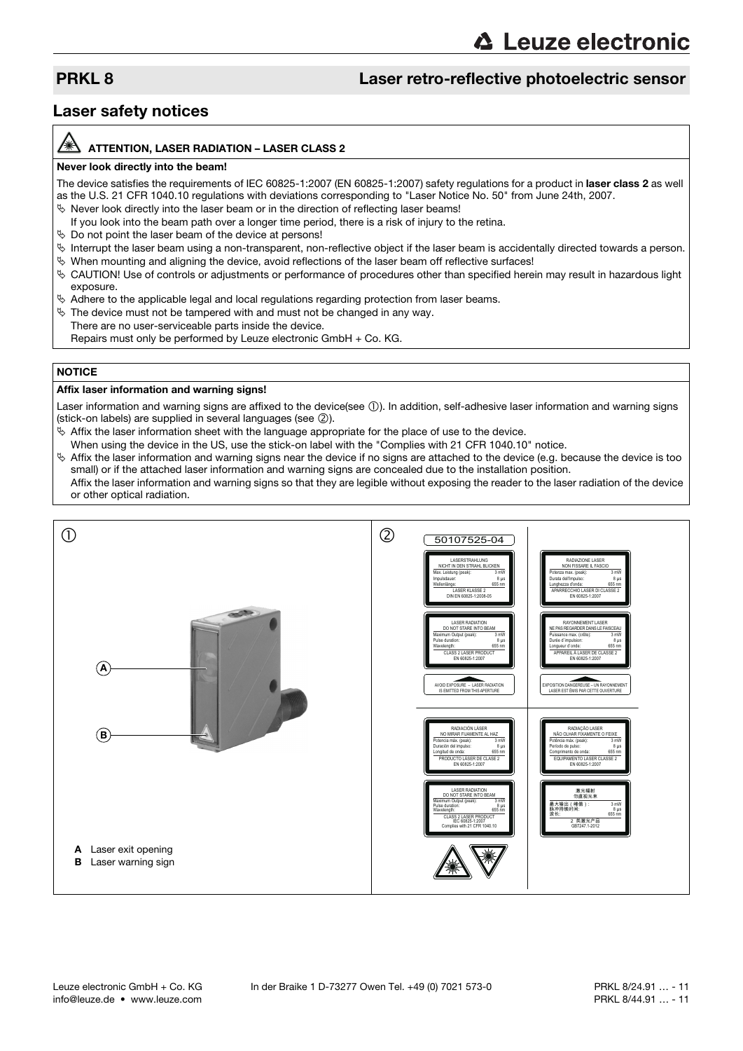## PRKL 8 Laser retro-reflective photoelectric sensor

# Laser safety notices

**ATTENTION, LASER RADIATION – LASER CLASS 2**

**Never look directly into the beam!**

The device satisfies the requirements of IEC 60825-1:2007 (EN 60825-1:2007) safety regulations for a product in **laser class 2** as well as the U.S. 21 CFR 1040.10 regulations with deviations corresponding to "Laser Notice No. 50" from June 24th, 2007.

- Never look directly into the laser beam or in the direction of reflecting laser beams!
  If you look into the beam path over a longer time period, there is a risk of injury to the retina.
- Do not point the laser beam of the device at persons!
- Interrupt the laser beam using a non-transparent, non-reflective object if the laser beam is accidentally directed towards a person.
- When mounting and aligning the device, avoid reflections of the laser beam off reflective surfaces!
- CAUTION! Use of controls or adjustments or performance of procedures other than specified herein may result in hazardous light exposure.
- Adhere to the applicable legal and local regulations regarding protection from laser beams.
- The device must not be tampered with and must not be changed in any way.
  There are no user-serviceable parts inside the device.
  Repairs must only be performed by Leuze electronic GmbH + Co. KG.

**NOTICE**

**Affix laser information and warning signs!**

Laser information and warning signs are affixed to the device(see ①). In addition, self-adhesive laser information and warning signs (stick-on labels) are supplied in several languages (see ②).

- Affix the laser information sheet with the language appropriate for the place of use to the device.
  When using the device in the US, use the stick-on label with the "Complies with 21 CFR 1040.10" notice.
- Affix the laser information and warning signs near the device if no signs are attached to the device (e.g. because the device is too small) or if the attached laser information and warning signs are concealed due to the installation position.
  Affix the laser information and warning signs so that they are legible without exposing the reader to the laser radiation of the device or other optical radiation.

①

A Laser exit opening

B Laser warning sign

②

50107525-04

LASERSTRAHLUNG
NICHT IN DEN STRAHL BLICKEN
Max. Leistung (peak): 3 mW
Impulsdauer: 8 µs
Wellenlänge: 655 nm
LASER KLASSE 2
DIN EN 60825-1:2008-05

RADIAZIONE LASER
NON FISSARE IL FASCIO
Potenza max. (peak): 3 mW
Durata dell'impulso: 8 µs
Lunghezza d'onda: 655 nm
APPARECCHIO LASER DI CLASSE 2
EN 60825-1:2007

LASER RADIATION
DO NOT STARE INTO BEAM
Maximum Output (peak): 3 mW
Pulse duration: 8 µs
Wavelength: 655 nm
CLASS 2 LASER PRODUCT
EN 60825-1:2007

RAYONNEMENT LASER
NE PAS REGARDER DANS LE FAISCEAU
Puissance max. (crête): 3 mW
Durée d'impulsion: 8 µs
Longueur d'onde: 655 nm
APPAREIL À LASER DE CLASSE 2
EN 60825-1:2007

AVOID EXPOSURE – LASER RADIATION IS EMITTED FROM THIS APERTURE

EXPOSITION DANGEREUSE – UN RAYONNEMENT LASER EST ÉMIS PAR CETTE OUVERTURE

RADIACIÓN LASER
NO MIRAR FIJAMENTE AL HAZ
Potencia máx. (peak): 3 mW
Duración del impulso: 8 µs
Longitud de onda: 655 nm
PRODUCTO LÁSER DE CLASE 2
EN 60825-1:2007

RADIAÇÃO LASER
NÃO OLHAR FIXAMENTE O FEIXE
Potência máx. (peak): 3 mW
Período de pulso: 8 µs
Comprimento de onda: 655 nm
EQUIPAMENTO LASER CLASSE 2
EN 60825-1:2007

LASER RADIATION
DO NOT STARE INTO BEAM
Maximum Output (peak): 3 mW
Pulse duration: 8 µs
Wavelength: 655 nm
CLASS 2 LASER PRODUCT
IEC 60825-1:2007
Complies with 21 CFR 1040.10

激光辐射
勿直视光束
最大输出（峰值）: 3 mW
脉冲持续时间: 8 µs
波长: 655 nm
2 类激光产品
GB7247.1-2012